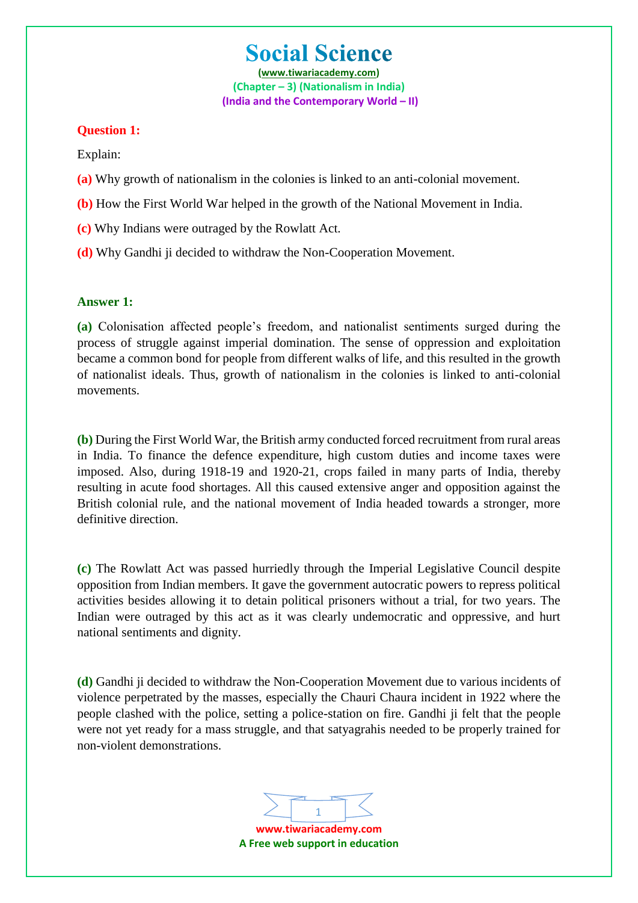# Social Science

(www.tiwariacademy.com)

(Chapter – 3) (Nationalism in India)

(India and the Contemporary World – II)

**Question 1:**

Explain:

**(a)** Why growth of nationalism in the colonies is linked to an anti-colonial movement.

**(b)** How the First World War helped in the growth of the National Movement in India.

**(c)** Why Indians were outraged by the Rowlatt Act.

**(d)** Why Gandhi ji decided to withdraw the Non-Cooperation Movement.

**Answer 1:**

**(a)** Colonisation affected people's freedom, and nationalist sentiments surged during the process of struggle against imperial domination. The sense of oppression and exploitation became a common bond for people from different walks of life, and this resulted in the growth of nationalist ideals. Thus, growth of nationalism in the colonies is linked to anti-colonial movements.

**(b)** During the First World War, the British army conducted forced recruitment from rural areas in India. To finance the defence expenditure, high custom duties and income taxes were imposed. Also, during 1918-19 and 1920-21, crops failed in many parts of India, thereby resulting in acute food shortages. All this caused extensive anger and opposition against the British colonial rule, and the national movement of India headed towards a stronger, more definitive direction.

**(c)** The Rowlatt Act was passed hurriedly through the Imperial Legislative Council despite opposition from Indian members. It gave the government autocratic powers to repress political activities besides allowing it to detain political prisoners without a trial, for two years. The Indian were outraged by this act as it was clearly undemocratic and oppressive, and hurt national sentiments and dignity.

**(d)** Gandhi ji decided to withdraw the Non-Cooperation Movement due to various incidents of violence perpetrated by the masses, especially the Chauri Chaura incident in 1922 where the people clashed with the police, setting a police-station on fire. Gandhi ji felt that the people were not yet ready for a mass struggle, and that satyagrahis needed to be properly trained for non-violent demonstrations.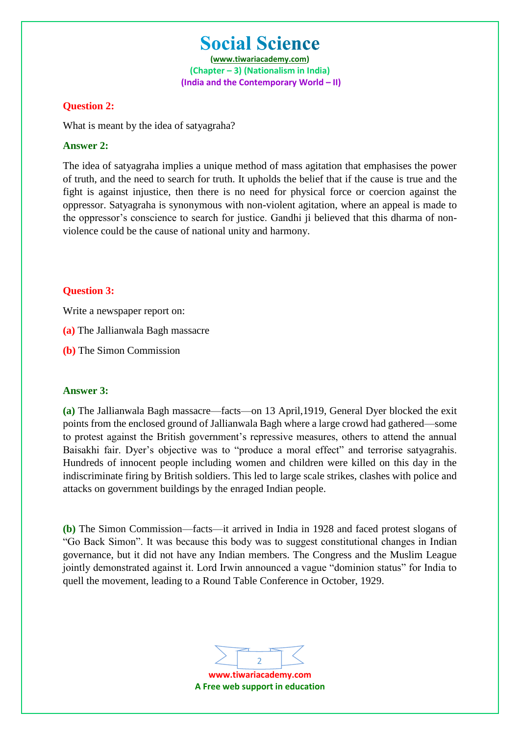**Question 2:**

What is meant by the idea of satyagraha?

**Answer 2:**

The idea of satyagraha implies a unique method of mass agitation that emphasises the power of truth, and the need to search for truth. It upholds the belief that if the cause is true and the fight is against injustice, then there is no need for physical force or coercion against the oppressor. Satyagraha is synonymous with non-violent agitation, where an appeal is made to the oppressor's conscience to search for justice. Gandhi ji believed that this dharma of non-violence could be the cause of national unity and harmony.

**Question 3:**

Write a newspaper report on:

**(a)** The Jallianwala Bagh massacre

**(b)** The Simon Commission

**Answer 3:**

**(a)** The Jallianwala Bagh massacre—facts—on 13 April,1919, General Dyer blocked the exit points from the enclosed ground of Jallianwala Bagh where a large crowd had gathered—some to protest against the British government's repressive measures, others to attend the annual Baisakhi fair. Dyer's objective was to "produce a moral effect" and terrorise satyagrahis. Hundreds of innocent people including women and children were killed on this day in the indiscriminate firing by British soldiers. This led to large scale strikes, clashes with police and attacks on government buildings by the enraged Indian people.

**(b)** The Simon Commission—facts—it arrived in India in 1928 and faced protest slogans of "Go Back Simon". It was because this body was to suggest constitutional changes in Indian governance, but it did not have any Indian members. The Congress and the Muslim League jointly demonstrated against it. Lord Irwin announced a vague "dominion status" for India to quell the movement, leading to a Round Table Conference in October, 1929.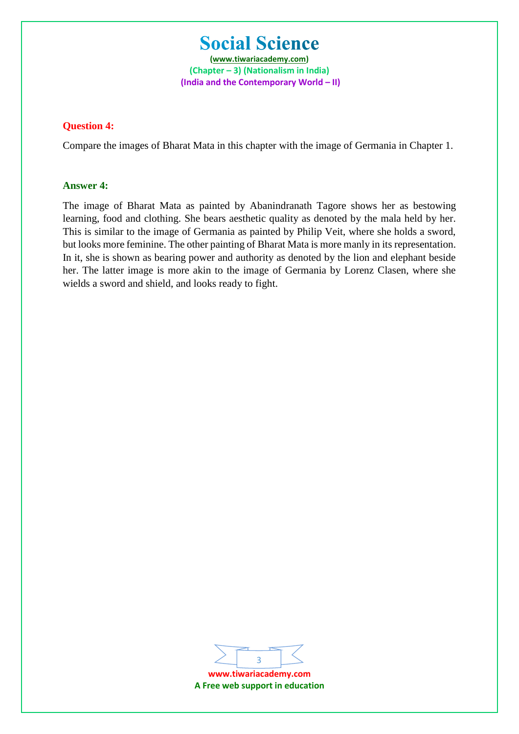**Question 4:**

Compare the images of Bharat Mata in this chapter with the image of Germania in Chapter 1.

**Answer 4:**

The image of Bharat Mata as painted by Abanindranath Tagore shows her as bestowing learning, food and clothing. She bears aesthetic quality as denoted by the mala held by her. This is similar to the image of Germania as painted by Philip Veit, where she holds a sword, but looks more feminine. The other painting of Bharat Mata is more manly in its representation. In it, she is shown as bearing power and authority as denoted by the lion and elephant beside her. The latter image is more akin to the image of Germania by Lorenz Clasen, where she wields a sword and shield, and looks ready to fight.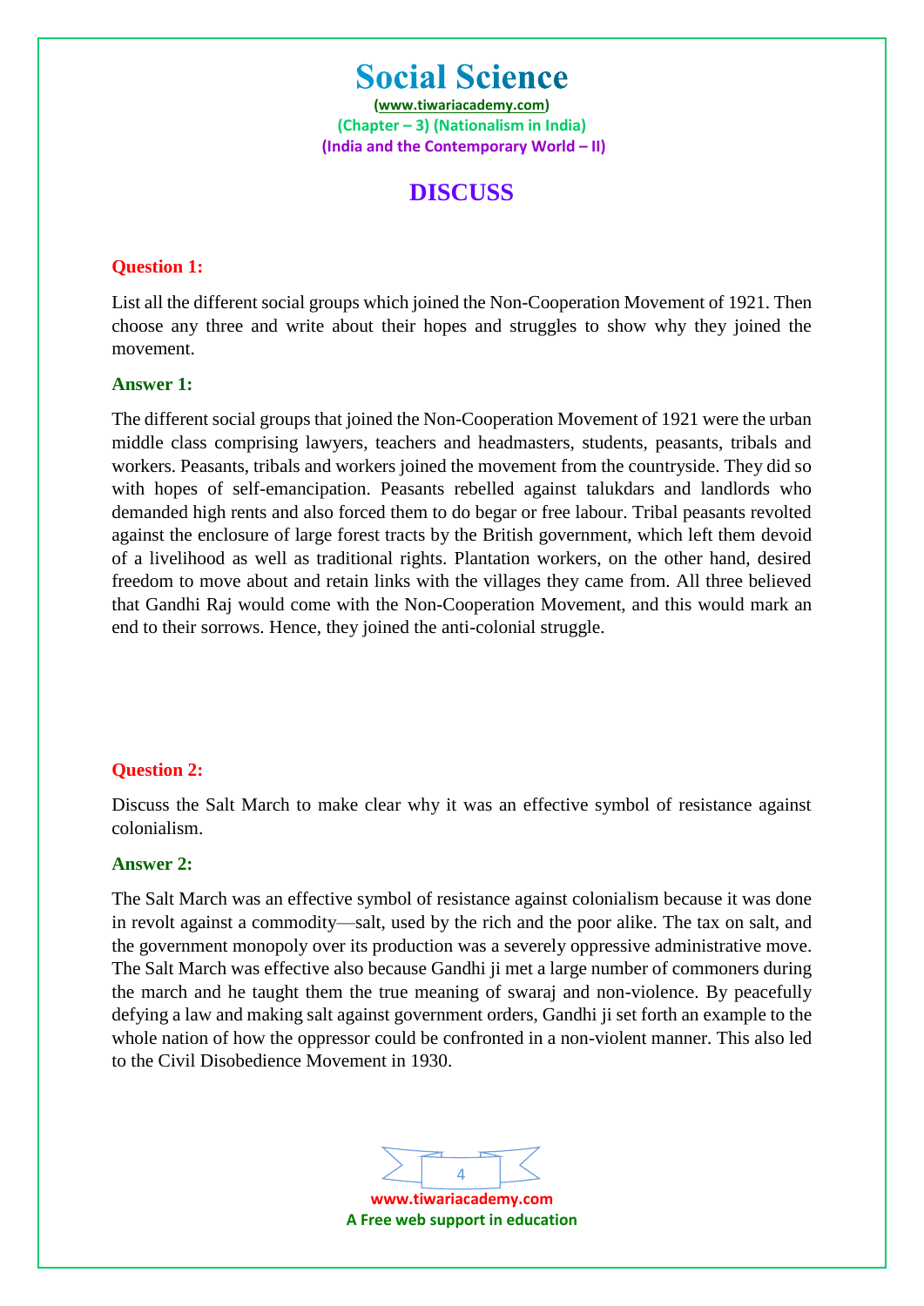# Social Science

(www.tiwariacademy.com)
(Chapter – 3) (Nationalism in India)
(India and the Contemporary World – II)

## DISCUSS

**Question 1:**

List all the different social groups which joined the Non-Cooperation Movement of 1921. Then choose any three and write about their hopes and struggles to show why they joined the movement.

**Answer 1:**

The different social groups that joined the Non-Cooperation Movement of 1921 were the urban middle class comprising lawyers, teachers and headmasters, students, peasants, tribals and workers. Peasants, tribals and workers joined the movement from the countryside. They did so with hopes of self-emancipation. Peasants rebelled against talukdars and landlords who demanded high rents and also forced them to do begar or free labour. Tribal peasants revolted against the enclosure of large forest tracts by the British government, which left them devoid of a livelihood as well as traditional rights. Plantation workers, on the other hand, desired freedom to move about and retain links with the villages they came from. All three believed that Gandhi Raj would come with the Non-Cooperation Movement, and this would mark an end to their sorrows. Hence, they joined the anti-colonial struggle.

**Question 2:**

Discuss the Salt March to make clear why it was an effective symbol of resistance against colonialism.

**Answer 2:**

The Salt March was an effective symbol of resistance against colonialism because it was done in revolt against a commodity—salt, used by the rich and the poor alike. The tax on salt, and the government monopoly over its production was a severely oppressive administrative move. The Salt March was effective also because Gandhi ji met a large number of commoners during the march and he taught them the true meaning of swaraj and non-violence. By peacefully defying a law and making salt against government orders, Gandhi ji set forth an example to the whole nation of how the oppressor could be confronted in a non-violent manner. This also led to the Civil Disobedience Movement in 1930.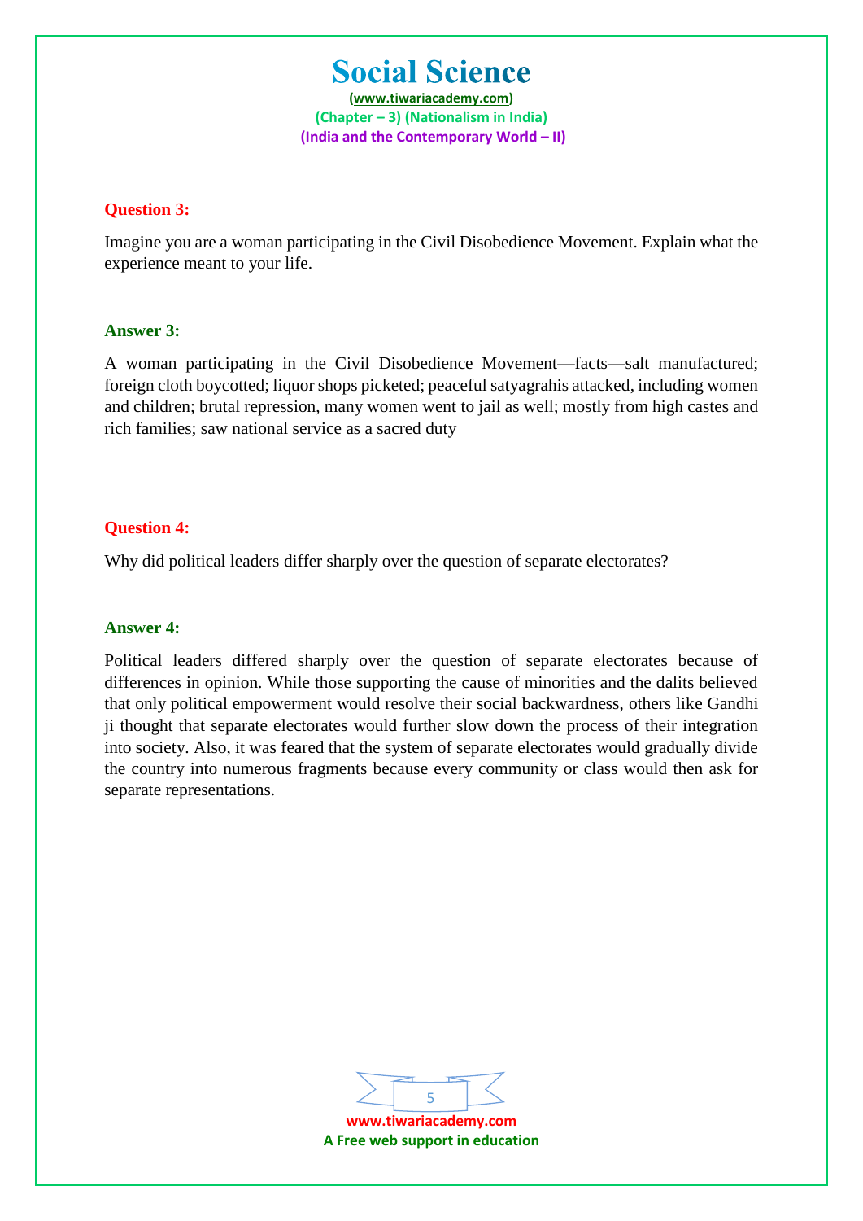**Question 3:**

Imagine you are a woman participating in the Civil Disobedience Movement. Explain what the experience meant to your life.

**Answer 3:**

A woman participating in the Civil Disobedience Movement—facts—salt manufactured; foreign cloth boycotted; liquor shops picketed; peaceful satyagrahis attacked, including women and children; brutal repression, many women went to jail as well; mostly from high castes and rich families; saw national service as a sacred duty

**Question 4:**

Why did political leaders differ sharply over the question of separate electorates?

**Answer 4:**

Political leaders differed sharply over the question of separate electorates because of differences in opinion. While those supporting the cause of minorities and the dalits believed that only political empowerment would resolve their social backwardness, others like Gandhi ji thought that separate electorates would further slow down the process of their integration into society. Also, it was feared that the system of separate electorates would gradually divide the country into numerous fragments because every community or class would then ask for separate representations.